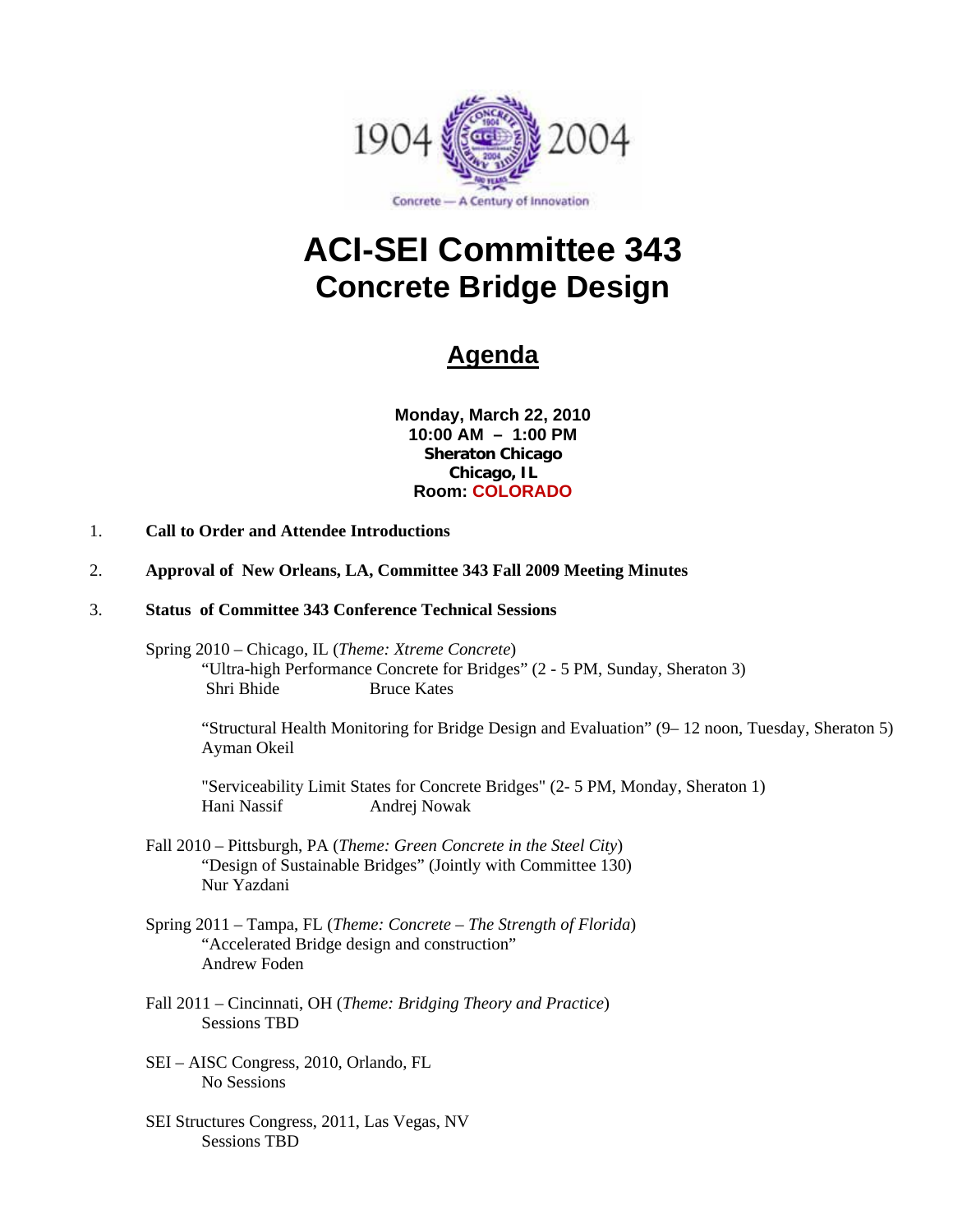# ACI-SEI Committee 343
## Concrete Bridge Design

## Agenda

**Monday, March 22, 2010**
**10:00 AM – 1:00 PM**
**Sheraton Chicago**
**Chicago, IL**
**Room: COLORADO**

1. **Call to Order and Attendee Introductions**

2. **Approval of New Orleans, LA, Committee 343 Fall 2009 Meeting Minutes**

3. **Status of Committee 343 Conference Technical Sessions**

   Spring 2010 – Chicago, IL (*Theme: Xtreme Concrete*)
   - "Ultra-high Performance Concrete for Bridges" (2 - 5 PM, Sunday, Sheraton 3)
     Shri Bhide        Bruce Kates
   - "Structural Health Monitoring for Bridge Design and Evaluation" (9– 12 noon, Tuesday, Sheraton 5)
     Ayman Okeil
   - "Serviceability Limit States for Concrete Bridges" (2- 5 PM, Monday, Sheraton 1)
     Hani Nassif        Andrej Nowak

   Fall 2010 – Pittsburgh, PA (*Theme: Green Concrete in the Steel City*)
   - "Design of Sustainable Bridges" (Jointly with Committee 130)
     Nur Yazdani

   Spring 2011 – Tampa, FL (*Theme: Concrete – The Strength of Florida*)
   - "Accelerated Bridge design and construction"
     Andrew Foden

   Fall 2011 – Cincinnati, OH (*Theme: Bridging Theory and Practice*)
   - Sessions TBD

   SEI – AISC Congress, 2010, Orlando, FL
   - No Sessions

   SEI Structures Congress, 2011, Las Vegas, NV
   - Sessions TBD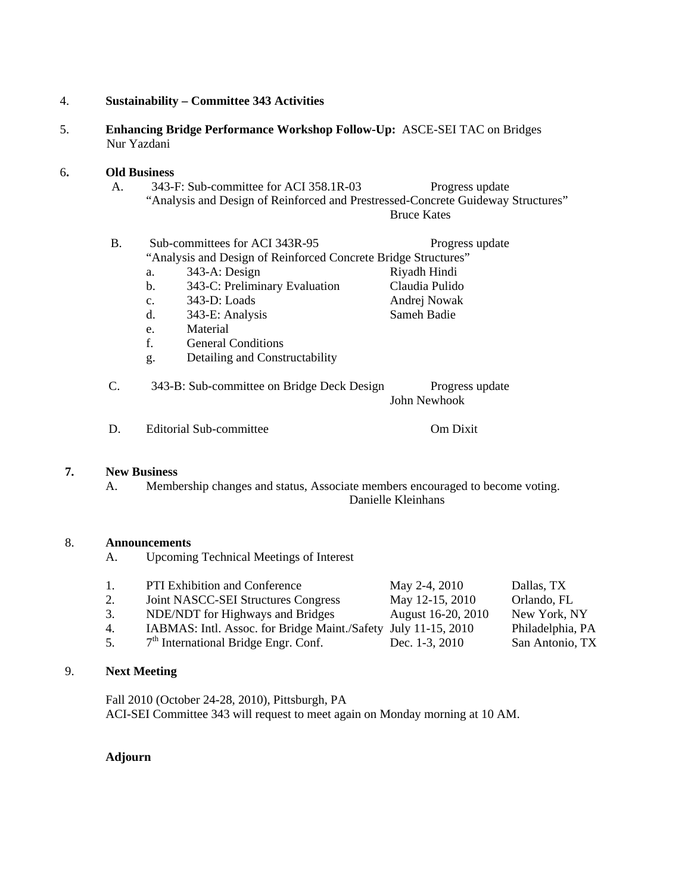4. **Sustainability – Committee 343 Activities**

5. **Enhancing Bridge Performance Workshop Follow-Up:** ASCE-SEI TAC on Bridges
   Nur Yazdani

6. **Old Business**

   A. 343-F: Sub-committee for ACI 358.1R-03 Progress update
   "Analysis and Design of Reinforced and Prestressed-Concrete Guideway Structures"
   Bruce Kates

   B. Sub-committees for ACI 343R-95 Progress update
   "Analysis and Design of Reinforced Concrete Bridge Structures"

   a. 343-A: Design Riyadh Hindi
   b. 343-C: Preliminary Evaluation Claudia Pulido
   c. 343-D: Loads Andrej Nowak
   d. 343-E: Analysis Sameh Badie
   e. Material
   f. General Conditions
   g. Detailing and Constructability

   C. 343-B: Sub-committee on Bridge Deck Design Progress update
   John Newhook

   D. Editorial Sub-committee Om Dixit

7. **New Business**

   A. Membership changes and status, Associate members encouraged to become voting.
   Danielle Kleinhans

8. **Announcements**

   A. Upcoming Technical Meetings of Interest

| | | | |
|---|---|---|---|
| 1. | PTI Exhibition and Conference | May 2-4, 2010 | Dallas, TX |
| 2. | Joint NASCC-SEI Structures Congress | May 12-15, 2010 | Orlando, FL |
| 3. | NDE/NDT for Highways and Bridges | August 16-20, 2010 | New York, NY |
| 4. | IABMAS: Intl. Assoc. for Bridge Maint./Safety | July 11-15, 2010 | Philadelphia, PA |
| 5. | 7th International Bridge Engr. Conf. | Dec. 1-3, 2010 | San Antonio, TX |

9. **Next Meeting**

   Fall 2010 (October 24-28, 2010), Pittsburgh, PA
   ACI-SEI Committee 343 will request to meet again on Monday morning at 10 AM.

**Adjourn**